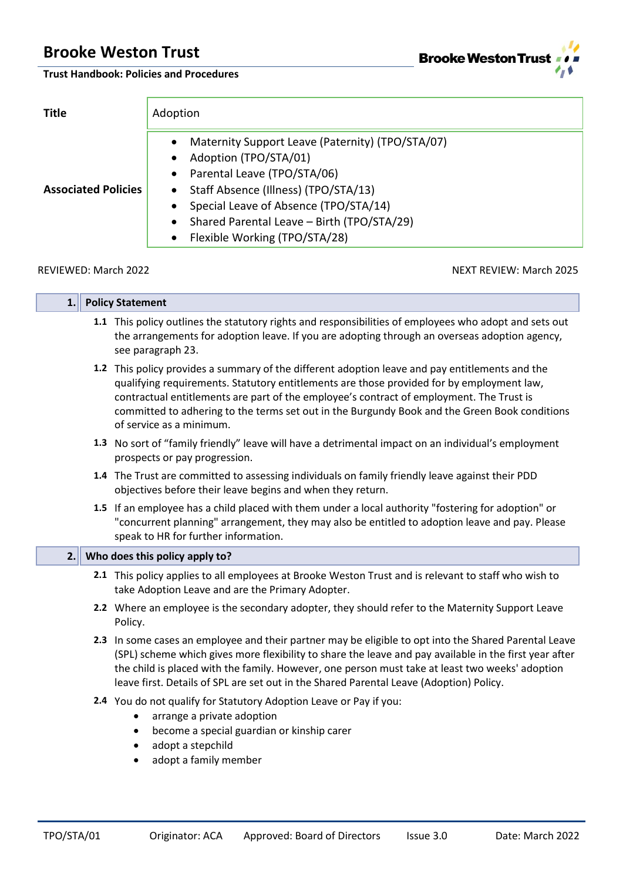# Brooke Weston Trust

**Trust Handbook: Policies and Procedures**

| | |
|---|---|
| **Title** | Adoption |
| **Associated Policies** | • Maternity Support Leave (Paternity) (TPO/STA/07)<br>• Adoption (TPO/STA/01)<br>• Parental Leave (TPO/STA/06)<br>• Staff Absence (Illness) (TPO/STA/13)<br>• Special Leave of Absence (TPO/STA/14)<br>• Shared Parental Leave – Birth (TPO/STA/29)<br>• Flexible Working (TPO/STA/28) |

REVIEWED: March 2022 NEXT REVIEW: March 2025

## 1. Policy Statement

**1.1** This policy outlines the statutory rights and responsibilities of employees who adopt and sets out the arrangements for adoption leave. If you are adopting through an overseas adoption agency, see paragraph 23.

**1.2** This policy provides a summary of the different adoption leave and pay entitlements and the qualifying requirements. Statutory entitlements are those provided for by employment law, contractual entitlements are part of the employee's contract of employment. The Trust is committed to adhering to the terms set out in the Burgundy Book and the Green Book conditions of service as a minimum.

**1.3** No sort of "family friendly" leave will have a detrimental impact on an individual's employment prospects or pay progression.

**1.4** The Trust are committed to assessing individuals on family friendly leave against their PDD objectives before their leave begins and when they return.

**1.5** If an employee has a child placed with them under a local authority "fostering for adoption" or "concurrent planning" arrangement, they may also be entitled to adoption leave and pay. Please speak to HR for further information.

## 2. Who does this policy apply to?

**2.1** This policy applies to all employees at Brooke Weston Trust and is relevant to staff who wish to take Adoption Leave and are the Primary Adopter.

**2.2** Where an employee is the secondary adopter, they should refer to the Maternity Support Leave Policy.

**2.3** In some cases an employee and their partner may be eligible to opt into the Shared Parental Leave (SPL) scheme which gives more flexibility to share the leave and pay available in the first year after the child is placed with the family. However, one person must take at least two weeks' adoption leave first. Details of SPL are set out in the Shared Parental Leave (Adoption) Policy.

**2.4** You do not qualify for Statutory Adoption Leave or Pay if you:

- arrange a private adoption
- become a special guardian or kinship carer
- adopt a stepchild
- adopt a family member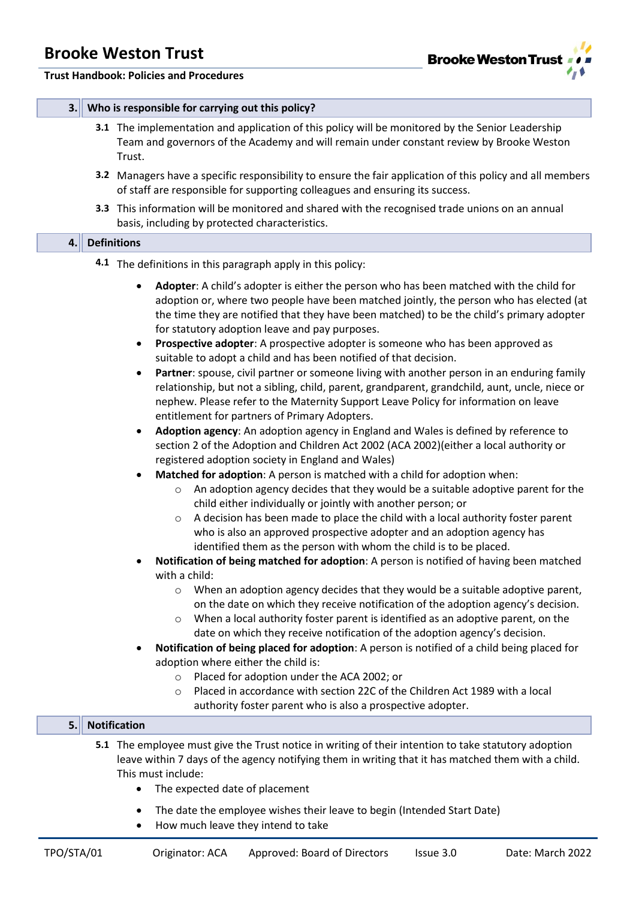## 3. Who is responsible for carrying out this policy?

**3.1** The implementation and application of this policy will be monitored by the Senior Leadership Team and governors of the Academy and will remain under constant review by Brooke Weston Trust.

**3.2** Managers have a specific responsibility to ensure the fair application of this policy and all members of staff are responsible for supporting colleagues and ensuring its success.

**3.3** This information will be monitored and shared with the recognised trade unions on an annual basis, including by protected characteristics.

## 4. Definitions

**4.1** The definitions in this paragraph apply in this policy:

- **Adopter**: A child's adopter is either the person who has been matched with the child for adoption or, where two people have been matched jointly, the person who has elected (at the time they are notified that they have been matched) to be the child's primary adopter for statutory adoption leave and pay purposes.
- **Prospective adopter**: A prospective adopter is someone who has been approved as suitable to adopt a child and has been notified of that decision.
- **Partner**: spouse, civil partner or someone living with another person in an enduring family relationship, but not a sibling, child, parent, grandparent, grandchild, aunt, uncle, niece or nephew. Please refer to the Maternity Support Leave Policy for information on leave entitlement for partners of Primary Adopters.
- **Adoption agency**: An adoption agency in England and Wales is defined by reference to section 2 of the Adoption and Children Act 2002 (ACA 2002)(either a local authority or registered adoption society in England and Wales)
- **Matched for adoption**: A person is matched with a child for adoption when:
  - An adoption agency decides that they would be a suitable adoptive parent for the child either individually or jointly with another person; or
  - A decision has been made to place the child with a local authority foster parent who is also an approved prospective adopter and an adoption agency has identified them as the person with whom the child is to be placed.
- **Notification of being matched for adoption**: A person is notified of having been matched with a child:
  - When an adoption agency decides that they would be a suitable adoptive parent, on the date on which they receive notification of the adoption agency's decision.
  - When a local authority foster parent is identified as an adoptive parent, on the date on which they receive notification of the adoption agency's decision.
- **Notification of being placed for adoption**: A person is notified of a child being placed for adoption where either the child is:
  - Placed for adoption under the ACA 2002; or
  - Placed in accordance with section 22C of the Children Act 1989 with a local authority foster parent who is also a prospective adopter.

## 5. Notification

**5.1** The employee must give the Trust notice in writing of their intention to take statutory adoption leave within 7 days of the agency notifying them in writing that it has matched them with a child. This must include:

- The expected date of placement
- The date the employee wishes their leave to begin (Intended Start Date)
- How much leave they intend to take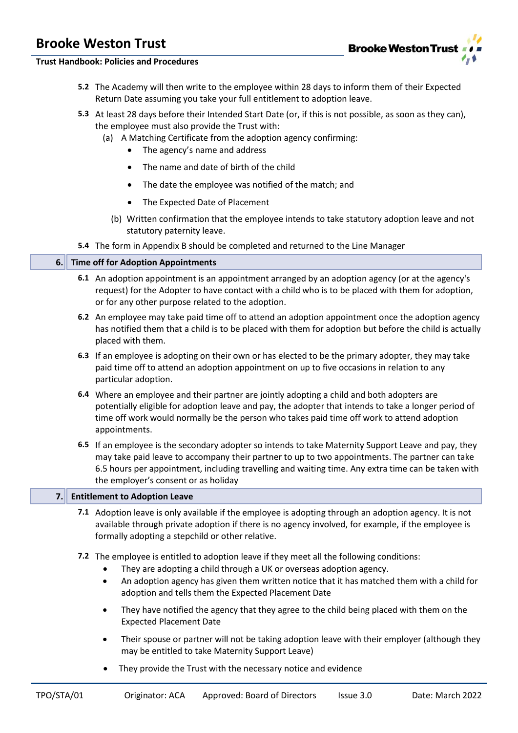**5.2** The Academy will then write to the employee within 28 days to inform them of their Expected Return Date assuming you take your full entitlement to adoption leave.

**5.3** At least 28 days before their Intended Start Date (or, if this is not possible, as soon as they can), the employee must also provide the Trust with:

(a) A Matching Certificate from the adoption agency confirming:

- The agency's name and address
- The name and date of birth of the child
- The date the employee was notified of the match; and
- The Expected Date of Placement

(b) Written confirmation that the employee intends to take statutory adoption leave and not statutory paternity leave.

**5.4** The form in Appendix B should be completed and returned to the Line Manager

## 6. Time off for Adoption Appointments

**6.1** An adoption appointment is an appointment arranged by an adoption agency (or at the agency's request) for the Adopter to have contact with a child who is to be placed with them for adoption, or for any other purpose related to the adoption.

**6.2** An employee may take paid time off to attend an adoption appointment once the adoption agency has notified them that a child is to be placed with them for adoption but before the child is actually placed with them.

**6.3** If an employee is adopting on their own or has elected to be the primary adopter, they may take paid time off to attend an adoption appointment on up to five occasions in relation to any particular adoption.

**6.4** Where an employee and their partner are jointly adopting a child and both adopters are potentially eligible for adoption leave and pay, the adopter that intends to take a longer period of time off work would normally be the person who takes paid time off work to attend adoption appointments.

**6.5** If an employee is the secondary adopter so intends to take Maternity Support Leave and pay, they may take paid leave to accompany their partner to up to two appointments. The partner can take 6.5 hours per appointment, including travelling and waiting time. Any extra time can be taken with the employer's consent or as holiday

## 7. Entitlement to Adoption Leave

**7.1** Adoption leave is only available if the employee is adopting through an adoption agency. It is not available through private adoption if there is no agency involved, for example, if the employee is formally adopting a stepchild or other relative.

**7.2** The employee is entitled to adoption leave if they meet all the following conditions:

- They are adopting a child through a UK or overseas adoption agency.
- An adoption agency has given them written notice that it has matched them with a child for adoption and tells them the Expected Placement Date
- They have notified the agency that they agree to the child being placed with them on the Expected Placement Date
- Their spouse or partner will not be taking adoption leave with their employer (although they may be entitled to take Maternity Support Leave)
- They provide the Trust with the necessary notice and evidence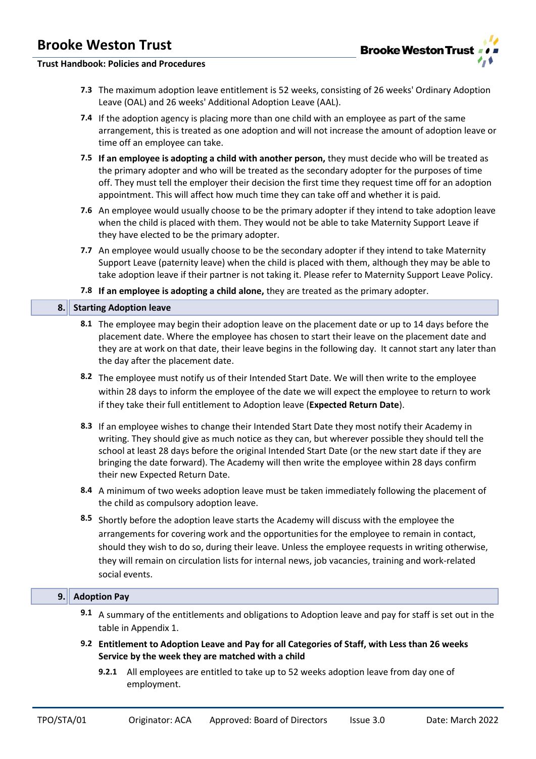**7.3** The maximum adoption leave entitlement is 52 weeks, consisting of 26 weeks' Ordinary Adoption Leave (OAL) and 26 weeks' Additional Adoption Leave (AAL).

**7.4** If the adoption agency is placing more than one child with an employee as part of the same arrangement, this is treated as one adoption and will not increase the amount of adoption leave or time off an employee can take.

**7.5** **If an employee is adopting a child with another person,** they must decide who will be treated as the primary adopter and who will be treated as the secondary adopter for the purposes of time off. They must tell the employer their decision the first time they request time off for an adoption appointment. This will affect how much time they can take off and whether it is paid.

**7.6** An employee would usually choose to be the primary adopter if they intend to take adoption leave when the child is placed with them. They would not be able to take Maternity Support Leave if they have elected to be the primary adopter.

**7.7** An employee would usually choose to be the secondary adopter if they intend to take Maternity Support Leave (paternity leave) when the child is placed with them, although they may be able to take adoption leave if their partner is not taking it. Please refer to Maternity Support Leave Policy.

**7.8** **If an employee is adopting a child alone,** they are treated as the primary adopter.

## 8. Starting Adoption leave

**8.1** The employee may begin their adoption leave on the placement date or up to 14 days before the placement date. Where the employee has chosen to start their leave on the placement date and they are at work on that date, their leave begins in the following day. It cannot start any later than the day after the placement date.

**8.2** The employee must notify us of their Intended Start Date. We will then write to the employee within 28 days to inform the employee of the date we will expect the employee to return to work if they take their full entitlement to Adoption leave (**Expected Return Date**).

**8.3** If an employee wishes to change their Intended Start Date they most notify their Academy in writing. They should give as much notice as they can, but wherever possible they should tell the school at least 28 days before the original Intended Start Date (or the new start date if they are bringing the date forward). The Academy will then write the employee within 28 days confirm their new Expected Return Date.

**8.4** A minimum of two weeks adoption leave must be taken immediately following the placement of the child as compulsory adoption leave.

**8.5** Shortly before the adoption leave starts the Academy will discuss with the employee the arrangements for covering work and the opportunities for the employee to remain in contact, should they wish to do so, during their leave. Unless the employee requests in writing otherwise, they will remain on circulation lists for internal news, job vacancies, training and work-related social events.

## 9. Adoption Pay

**9.1** A summary of the entitlements and obligations to Adoption leave and pay for staff is set out in the table in Appendix 1.

**9.2** **Entitlement to Adoption Leave and Pay for all Categories of Staff, with Less than 26 weeks Service by the week they are matched with a child**

**9.2.1** All employees are entitled to take up to 52 weeks adoption leave from day one of employment.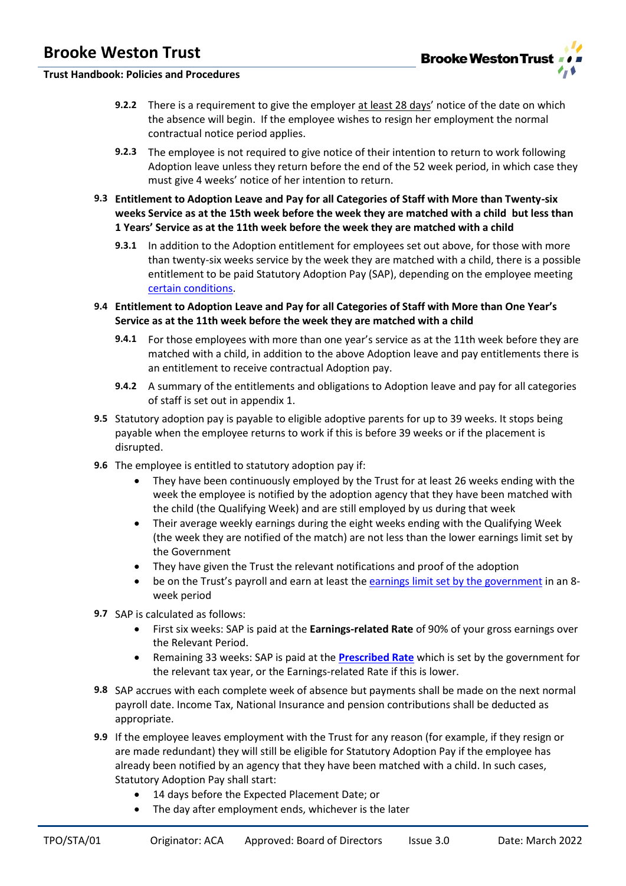**9.2.2** There is a requirement to give the employer at least 28 days' notice of the date on which the absence will begin. If the employee wishes to resign her employment the normal contractual notice period applies.

**9.2.3** The employee is not required to give notice of their intention to return to work following Adoption leave unless they return before the end of the 52 week period, in which case they must give 4 weeks' notice of her intention to return.

### 9.3 Entitlement to Adoption Leave and Pay for all Categories of Staff with More than Twenty-six weeks Service as at the 15th week before the week they are matched with a child but less than 1 Years' Service as at the 11th week before the week they are matched with a child

**9.3.1** In addition to the Adoption entitlement for employees set out above, for those with more than twenty-six weeks service by the week they are matched with a child, there is a possible entitlement to be paid Statutory Adoption Pay (SAP), depending on the employee meeting certain conditions.

### 9.4 Entitlement to Adoption Leave and Pay for all Categories of Staff with More than One Year's Service as at the 11th week before the week they are matched with a child

**9.4.1** For those employees with more than one year's service as at the 11th week before they are matched with a child, in addition to the above Adoption leave and pay entitlements there is an entitlement to receive contractual Adoption pay.

**9.4.2** A summary of the entitlements and obligations to Adoption leave and pay for all categories of staff is set out in appendix 1.

**9.5** Statutory adoption pay is payable to eligible adoptive parents for up to 39 weeks. It stops being payable when the employee returns to work if this is before 39 weeks or if the placement is disrupted.

**9.6** The employee is entitled to statutory adoption pay if:

- They have been continuously employed by the Trust for at least 26 weeks ending with the week the employee is notified by the adoption agency that they have been matched with the child (the Qualifying Week) and are still employed by us during that week
- Their average weekly earnings during the eight weeks ending with the Qualifying Week (the week they are notified of the match) are not less than the lower earnings limit set by the Government
- They have given the Trust the relevant notifications and proof of the adoption
- be on the Trust's payroll and earn at least the earnings limit set by the government in an 8-week period

**9.7** SAP is calculated as follows:

- First six weeks: SAP is paid at the **Earnings-related Rate** of 90% of your gross earnings over the Relevant Period.
- Remaining 33 weeks: SAP is paid at the **Prescribed Rate** which is set by the government for the relevant tax year, or the Earnings-related Rate if this is lower.

**9.8** SAP accrues with each complete week of absence but payments shall be made on the next normal payroll date. Income Tax, National Insurance and pension contributions shall be deducted as appropriate.

**9.9** If the employee leaves employment with the Trust for any reason (for example, if they resign or are made redundant) they will still be eligible for Statutory Adoption Pay if the employee has already been notified by an agency that they have been matched with a child. In such cases, Statutory Adoption Pay shall start:

- 14 days before the Expected Placement Date; or
- The day after employment ends, whichever is the later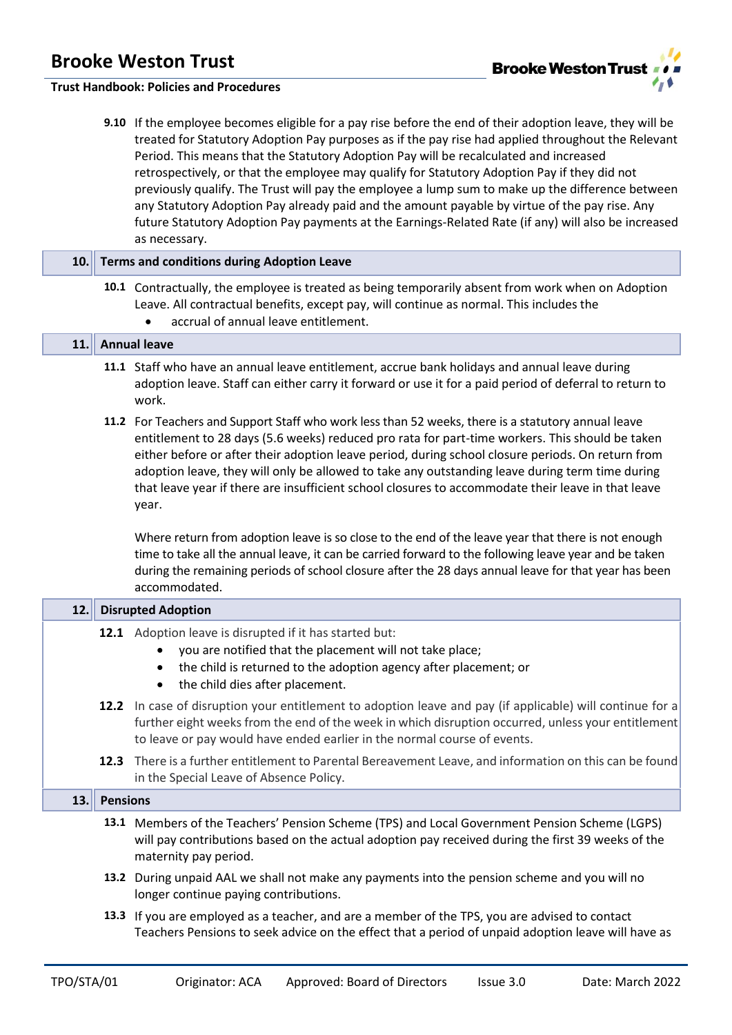**9.10** If the employee becomes eligible for a pay rise before the end of their adoption leave, they will be treated for Statutory Adoption Pay purposes as if the pay rise had applied throughout the Relevant Period. This means that the Statutory Adoption Pay will be recalculated and increased retrospectively, or that the employee may qualify for Statutory Adoption Pay if they did not previously qualify. The Trust will pay the employee a lump sum to make up the difference between any Statutory Adoption Pay already paid and the amount payable by virtue of the pay rise. Any future Statutory Adoption Pay payments at the Earnings-Related Rate (if any) will also be increased as necessary.

## 10. Terms and conditions during Adoption Leave

**10.1** Contractually, the employee is treated as being temporarily absent from work when on Adoption Leave. All contractual benefits, except pay, will continue as normal. This includes the

- accrual of annual leave entitlement.

## 11. Annual leave

**11.1** Staff who have an annual leave entitlement, accrue bank holidays and annual leave during adoption leave. Staff can either carry it forward or use it for a paid period of deferral to return to work.

**11.2** For Teachers and Support Staff who work less than 52 weeks, there is a statutory annual leave entitlement to 28 days (5.6 weeks) reduced pro rata for part-time workers. This should be taken either before or after their adoption leave period, during school closure periods. On return from adoption leave, they will only be allowed to take any outstanding leave during term time during that leave year if there are insufficient school closures to accommodate their leave in that leave year.

Where return from adoption leave is so close to the end of the leave year that there is not enough time to take all the annual leave, it can be carried forward to the following leave year and be taken during the remaining periods of school closure after the 28 days annual leave for that year has been accommodated.

## 12. Disrupted Adoption

**12.1** Adoption leave is disrupted if it has started but:

- you are notified that the placement will not take place;
- the child is returned to the adoption agency after placement; or
- the child dies after placement.

**12.2** In case of disruption your entitlement to adoption leave and pay (if applicable) will continue for a further eight weeks from the end of the week in which disruption occurred, unless your entitlement to leave or pay would have ended earlier in the normal course of events.

**12.3** There is a further entitlement to Parental Bereavement Leave, and information on this can be found in the Special Leave of Absence Policy.

## 13. Pensions

**13.1** Members of the Teachers' Pension Scheme (TPS) and Local Government Pension Scheme (LGPS) will pay contributions based on the actual adoption pay received during the first 39 weeks of the maternity pay period.

**13.2** During unpaid AAL we shall not make any payments into the pension scheme and you will no longer continue paying contributions.

**13.3** If you are employed as a teacher, and are a member of the TPS, you are advised to contact Teachers Pensions to seek advice on the effect that a period of unpaid adoption leave will have as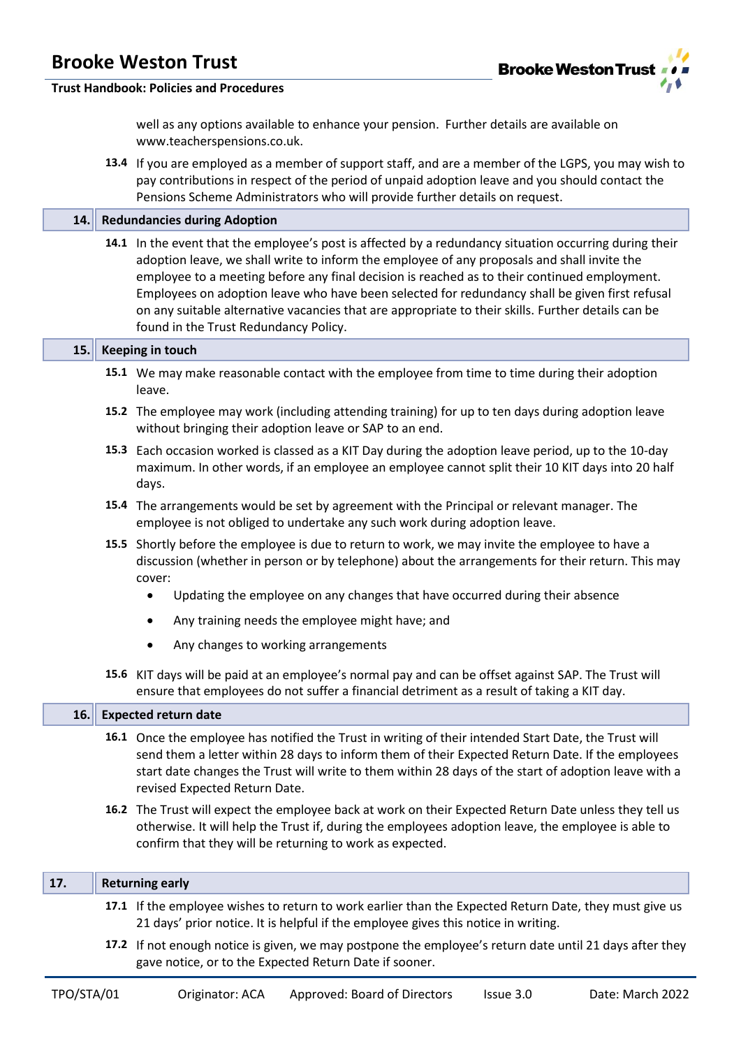well as any options available to enhance your pension. Further details are available on www.teacherspensions.co.uk.

**13.4** If you are employed as a member of support staff, and are a member of the LGPS, you may wish to pay contributions in respect of the period of unpaid adoption leave and you should contact the Pensions Scheme Administrators who will provide further details on request.

## 14. Redundancies during Adoption

**14.1** In the event that the employee's post is affected by a redundancy situation occurring during their adoption leave, we shall write to inform the employee of any proposals and shall invite the employee to a meeting before any final decision is reached as to their continued employment. Employees on adoption leave who have been selected for redundancy shall be given first refusal on any suitable alternative vacancies that are appropriate to their skills. Further details can be found in the Trust Redundancy Policy.

## 15. Keeping in touch

**15.1** We may make reasonable contact with the employee from time to time during their adoption leave.

**15.2** The employee may work (including attending training) for up to ten days during adoption leave without bringing their adoption leave or SAP to an end.

**15.3** Each occasion worked is classed as a KIT Day during the adoption leave period, up to the 10-day maximum. In other words, if an employee an employee cannot split their 10 KIT days into 20 half days.

**15.4** The arrangements would be set by agreement with the Principal or relevant manager. The employee is not obliged to undertake any such work during adoption leave.

**15.5** Shortly before the employee is due to return to work, we may invite the employee to have a discussion (whether in person or by telephone) about the arrangements for their return. This may cover:

- Updating the employee on any changes that have occurred during their absence
- Any training needs the employee might have; and
- Any changes to working arrangements

**15.6** KIT days will be paid at an employee's normal pay and can be offset against SAP. The Trust will ensure that employees do not suffer a financial detriment as a result of taking a KIT day.

## 16. Expected return date

**16.1** Once the employee has notified the Trust in writing of their intended Start Date, the Trust will send them a letter within 28 days to inform them of their Expected Return Date. If the employees start date changes the Trust will write to them within 28 days of the start of adoption leave with a revised Expected Return Date.

**16.2** The Trust will expect the employee back at work on their Expected Return Date unless they tell us otherwise. It will help the Trust if, during the employees adoption leave, the employee is able to confirm that they will be returning to work as expected.

## 17. Returning early

**17.1** If the employee wishes to return to work earlier than the Expected Return Date, they must give us 21 days' prior notice. It is helpful if the employee gives this notice in writing.

**17.2** If not enough notice is given, we may postpone the employee's return date until 21 days after they gave notice, or to the Expected Return Date if sooner.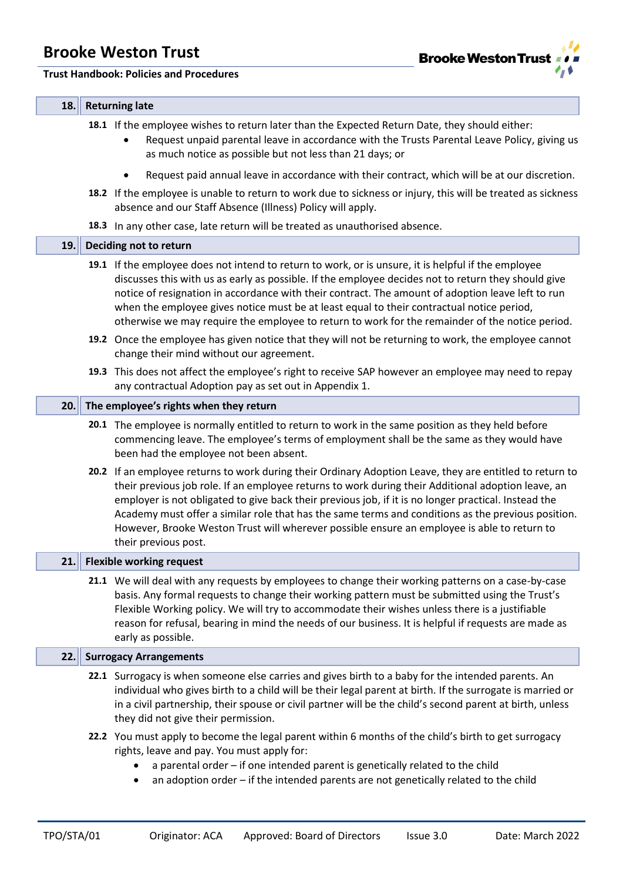## 18. Returning late

**18.1** If the employee wishes to return later than the Expected Return Date, they should either:

- Request unpaid parental leave in accordance with the Trusts Parental Leave Policy, giving us as much notice as possible but not less than 21 days; or
- Request paid annual leave in accordance with their contract, which will be at our discretion.

**18.2** If the employee is unable to return to work due to sickness or injury, this will be treated as sickness absence and our Staff Absence (Illness) Policy will apply.

**18.3** In any other case, late return will be treated as unauthorised absence.

## 19. Deciding not to return

**19.1** If the employee does not intend to return to work, or is unsure, it is helpful if the employee discusses this with us as early as possible. If the employee decides not to return they should give notice of resignation in accordance with their contract. The amount of adoption leave left to run when the employee gives notice must be at least equal to their contractual notice period, otherwise we may require the employee to return to work for the remainder of the notice period.

**19.2** Once the employee has given notice that they will not be returning to work, the employee cannot change their mind without our agreement.

**19.3** This does not affect the employee's right to receive SAP however an employee may need to repay any contractual Adoption pay as set out in Appendix 1.

## 20. The employee's rights when they return

**20.1** The employee is normally entitled to return to work in the same position as they held before commencing leave. The employee's terms of employment shall be the same as they would have been had the employee not been absent.

**20.2** If an employee returns to work during their Ordinary Adoption Leave, they are entitled to return to their previous job role. If an employee returns to work during their Additional adoption leave, an employer is not obligated to give back their previous job, if it is no longer practical. Instead the Academy must offer a similar role that has the same terms and conditions as the previous position. However, Brooke Weston Trust will wherever possible ensure an employee is able to return to their previous post.

## 21. Flexible working request

**21.1** We will deal with any requests by employees to change their working patterns on a case-by-case basis. Any formal requests to change their working pattern must be submitted using the Trust's Flexible Working policy. We will try to accommodate their wishes unless there is a justifiable reason for refusal, bearing in mind the needs of our business. It is helpful if requests are made as early as possible.

## 22. Surrogacy Arrangements

**22.1** Surrogacy is when someone else carries and gives birth to a baby for the intended parents. An individual who gives birth to a child will be their legal parent at birth. If the surrogate is married or in a civil partnership, their spouse or civil partner will be the child's second parent at birth, unless they did not give their permission.

**22.2** You must apply to become the legal parent within 6 months of the child's birth to get surrogacy rights, leave and pay. You must apply for:

- a parental order – if one intended parent is genetically related to the child
- an adoption order – if the intended parents are not genetically related to the child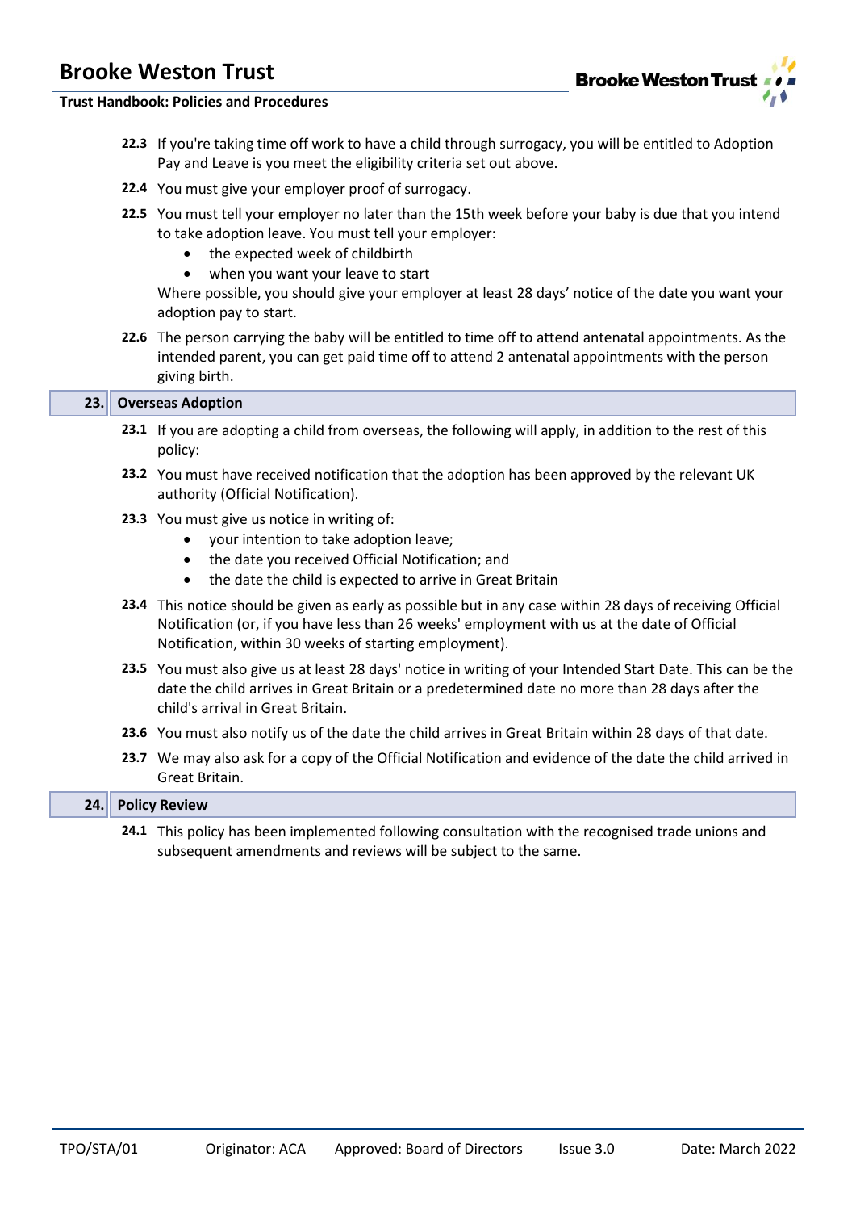**22.3** If you're taking time off work to have a child through surrogacy, you will be entitled to Adoption Pay and Leave is you meet the eligibility criteria set out above.

**22.4** You must give your employer proof of surrogacy.

**22.5** You must tell your employer no later than the 15th week before your baby is due that you intend to take adoption leave. You must tell your employer:

- the expected week of childbirth
- when you want your leave to start

Where possible, you should give your employer at least 28 days' notice of the date you want your adoption pay to start.

**22.6** The person carrying the baby will be entitled to time off to attend antenatal appointments. As the intended parent, you can get paid time off to attend 2 antenatal appointments with the person giving birth.

## 23. Overseas Adoption

**23.1** If you are adopting a child from overseas, the following will apply, in addition to the rest of this policy:

**23.2** You must have received notification that the adoption has been approved by the relevant UK authority (Official Notification).

**23.3** You must give us notice in writing of:

- your intention to take adoption leave;
- the date you received Official Notification; and
- the date the child is expected to arrive in Great Britain

**23.4** This notice should be given as early as possible but in any case within 28 days of receiving Official Notification (or, if you have less than 26 weeks' employment with us at the date of Official Notification, within 30 weeks of starting employment).

**23.5** You must also give us at least 28 days' notice in writing of your Intended Start Date. This can be the date the child arrives in Great Britain or a predetermined date no more than 28 days after the child's arrival in Great Britain.

**23.6** You must also notify us of the date the child arrives in Great Britain within 28 days of that date.

**23.7** We may also ask for a copy of the Official Notification and evidence of the date the child arrived in Great Britain.

## 24. Policy Review

**24.1** This policy has been implemented following consultation with the recognised trade unions and subsequent amendments and reviews will be subject to the same.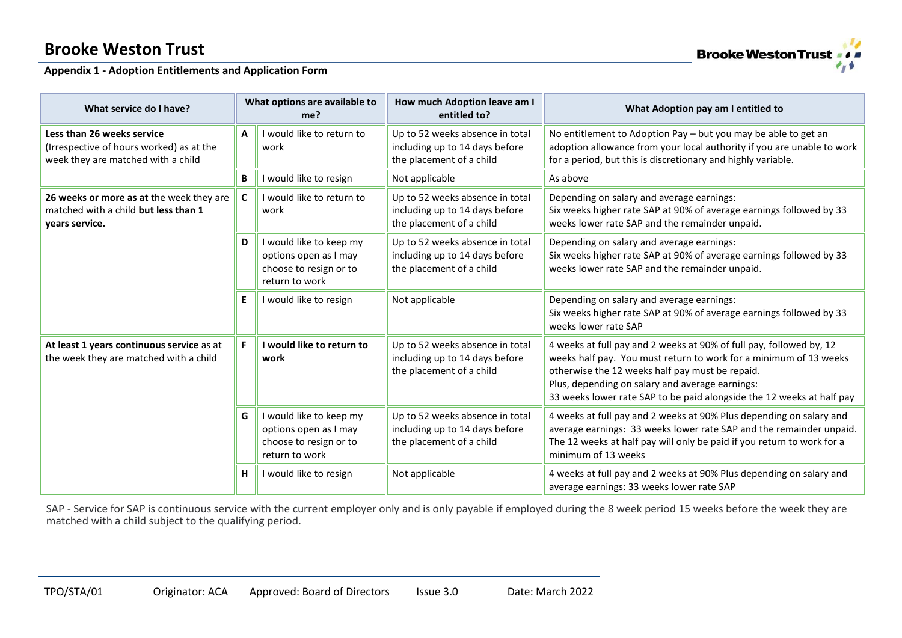# Brooke Weston Trust

**Appendix 1 - Adoption Entitlements and Application Form**

| What service do I have? | What options are available to me? | | How much Adoption leave am I entitled to? | What Adoption pay am I entitled to |
|---|---|---|---|---|
| **Less than 26 weeks service** (Irrespective of hours worked) as at the week they are matched with a child | A | I would like to return to work | Up to 52 weeks absence in total including up to 14 days before the placement of a child | No entitlement to Adoption Pay – but you may be able to get an adoption allowance from your local authority if you are unable to work for a period, but this is discretionary and highly variable. |
| | B | I would like to resign | Not applicable | As above |
| **26 weeks or more as at** the week they are matched with a child **but less than 1 years service.** | C | I would like to return to work | Up to 52 weeks absence in total including up to 14 days before the placement of a child | Depending on salary and average earnings: Six weeks higher rate SAP at 90% of average earnings followed by 33 weeks lower rate SAP and the remainder unpaid. |
| | D | I would like to keep my options open as I may choose to resign or to return to work | Up to 52 weeks absence in total including up to 14 days before the placement of a child | Depending on salary and average earnings: Six weeks higher rate SAP at 90% of average earnings followed by 33 weeks lower rate SAP and the remainder unpaid. |
| | E | I would like to resign | Not applicable | Depending on salary and average earnings: Six weeks higher rate SAP at 90% of average earnings followed by 33 weeks lower rate SAP |
| **At least 1 years continuous service** as at the week they are matched with a child | F | **I would like to return to work** | Up to 52 weeks absence in total including up to 14 days before the placement of a child | 4 weeks at full pay and 2 weeks at 90% of full pay, followed by, 12 weeks half pay. You must return to work for a minimum of 13 weeks otherwise the 12 weeks half pay must be repaid. Plus, depending on salary and average earnings: 33 weeks lower rate SAP to be paid alongside the 12 weeks at half pay |
| | G | I would like to keep my options open as I may choose to resign or to return to work | Up to 52 weeks absence in total including up to 14 days before the placement of a child | 4 weeks at full pay and 2 weeks at 90% Plus depending on salary and average earnings: 33 weeks lower rate SAP and the remainder unpaid. The 12 weeks at half pay will only be paid if you return to work for a minimum of 13 weeks |
| | H | I would like to resign | Not applicable | 4 weeks at full pay and 2 weeks at 90% Plus depending on salary and average earnings: 33 weeks lower rate SAP |

SAP - Service for SAP is continuous service with the current employer only and is only payable if employed during the 8 week period 15 weeks before the week they are matched with a child subject to the qualifying period.

TPO/STA/01 Originator: ACA Approved: Board of Directors Issue 3.0 Date: March 2022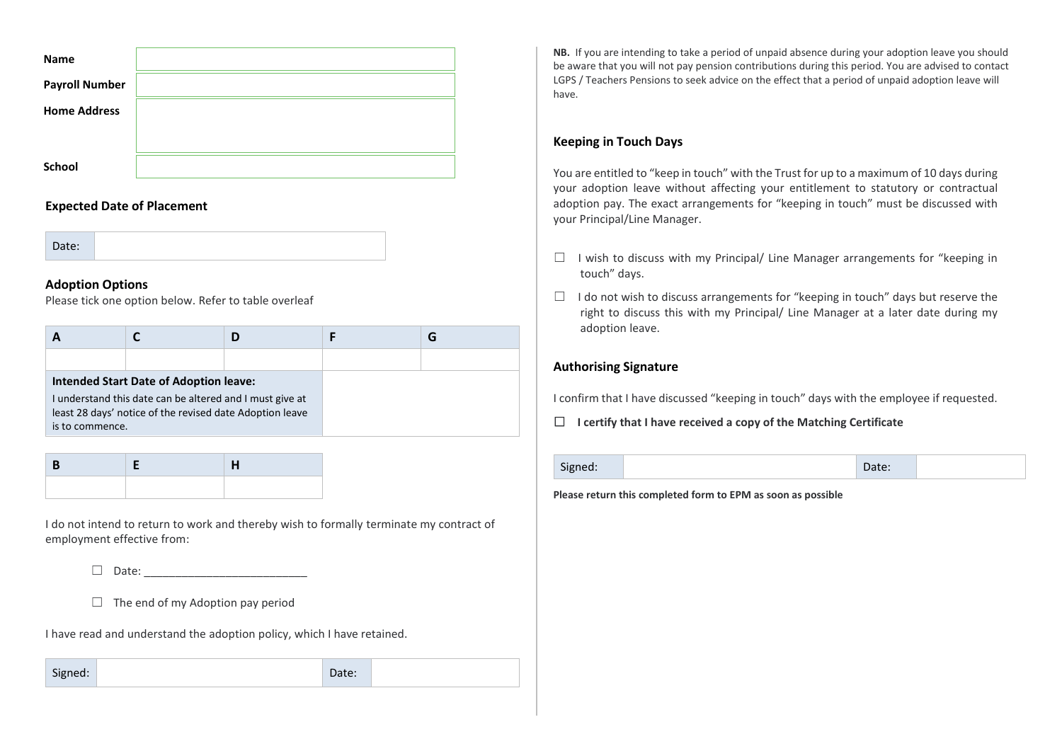| | |
|---|---|
| **Name** | |
| **Payroll Number** | |
| **Home Address** | |
| **School** | |

### Expected Date of Placement

| Date: | |
|---|---|

### Adoption Options

Please tick one option below. Refer to table overleaf

| A | C | D | F | G |
|---|---|---|---|---|
| | | | | |
| **Intended Start Date of Adoption leave:** I understand this date can be altered and I must give at least 28 days' notice of the revised date Adoption leave is to commence. | | | | |

| B | E | H |
|---|---|---|
| | | |

I do not intend to return to work and thereby wish to formally terminate my contract of employment effective from:

☐ Date: ___________________________

☐ The end of my Adoption pay period

I have read and understand the adoption policy, which I have retained.

| Signed: | | Date: | |
|---|---|---|---|

**NB.** If you are intending to take a period of unpaid absence during your adoption leave you should be aware that you will not pay pension contributions during this period. You are advised to contact LGPS / Teachers Pensions to seek advice on the effect that a period of unpaid adoption leave will have.

### Keeping in Touch Days

You are entitled to "keep in touch" with the Trust for up to a maximum of 10 days during your adoption leave without affecting your entitlement to statutory or contractual adoption pay. The exact arrangements for "keeping in touch" must be discussed with your Principal/Line Manager.

☐ I wish to discuss with my Principal/ Line Manager arrangements for "keeping in touch" days.

☐ I do not wish to discuss arrangements for "keeping in touch" days but reserve the right to discuss this with my Principal/ Line Manager at a later date during my adoption leave.

### Authorising Signature

I confirm that I have discussed "keeping in touch" days with the employee if requested.

☐ **I certify that I have received a copy of the Matching Certificate**

| Signed: | | Date: | |
|---|---|---|---|

**Please return this completed form to EPM as soon as possible**